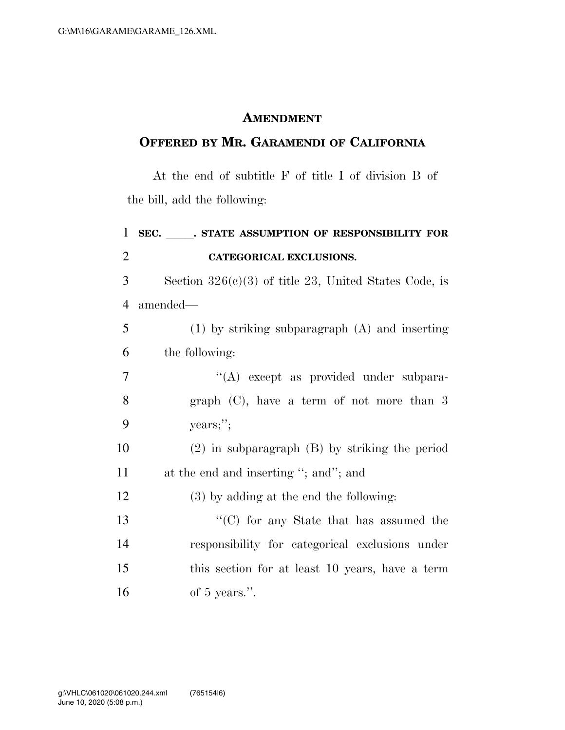# AMENDMENT

## OFFERED BY MR. GARAMENDI OF CALIFORNIA

At the end of subtitle F of title I of division B of the bill, add the following:

**SEC. \_\_\_\_\_. STATE ASSUMPTION OF RESPONSIBILITY FOR CATEGORICAL EXCLUSIONS.**

Section 326(c)(3) of title 23, United States Code, is amended—

(1) by striking subparagraph (A) and inserting the following:

"(A) except as provided under subparagraph (C), have a term of not more than 3 years;";

(2) in subparagraph (B) by striking the period at the end and inserting "; and"; and

(3) by adding at the end the following:

"(C) for any State that has assumed the responsibility for categorical exclusions under this section for at least 10 years, have a term of 5 years.".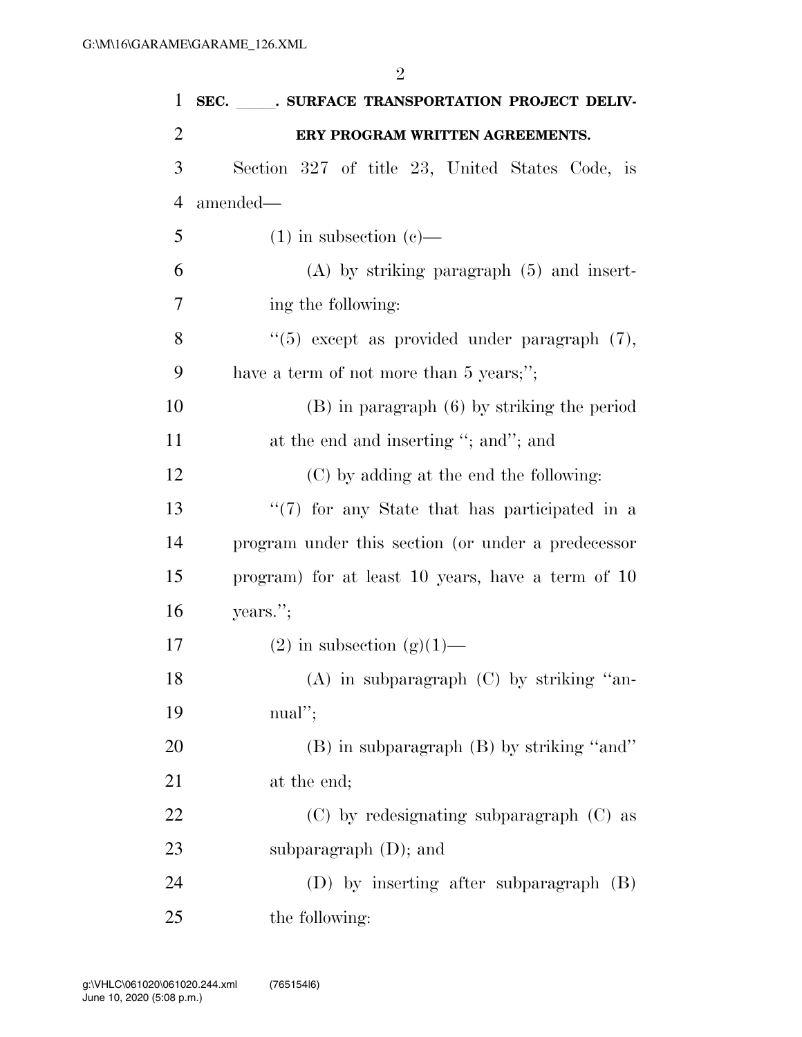**SEC. \_\_\_\_\_. SURFACE TRANSPORTATION PROJECT DELIVERY PROGRAM WRITTEN AGREEMENTS.**

Section 327 of title 23, United States Code, is amended—

(1) in subsection (c)—

(A) by striking paragraph (5) and inserting the following:

"(5) except as provided under paragraph (7), have a term of not more than 5 years;";

(B) in paragraph (6) by striking the period at the end and inserting "; and"; and

(C) by adding at the end the following:

"(7) for any State that has participated in a program under this section (or under a predecessor program) for at least 10 years, have a term of 10 years.";

(2) in subsection (g)(1)—

(A) in subparagraph (C) by striking "annual";

(B) in subparagraph (B) by striking "and" at the end;

(C) by redesignating subparagraph (C) as subparagraph (D); and

(D) by inserting after subparagraph (B) the following: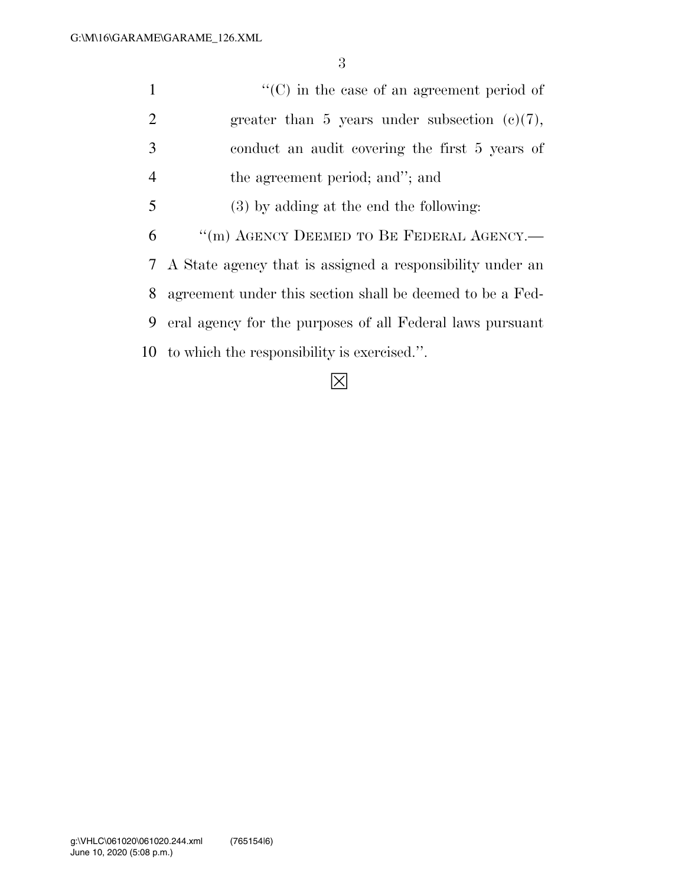"(C) in the case of an agreement period of greater than 5 years under subsection (c)(7), conduct an audit covering the first 5 years of the agreement period; and"; and

(3) by adding at the end the following:

"(m) AGENCY DEEMED TO BE FEDERAL AGENCY.— A State agency that is assigned a responsibility under an agreement under this section shall be deemed to be a Federal agency for the purposes of all Federal laws pursuant to which the responsibility is exercised.".